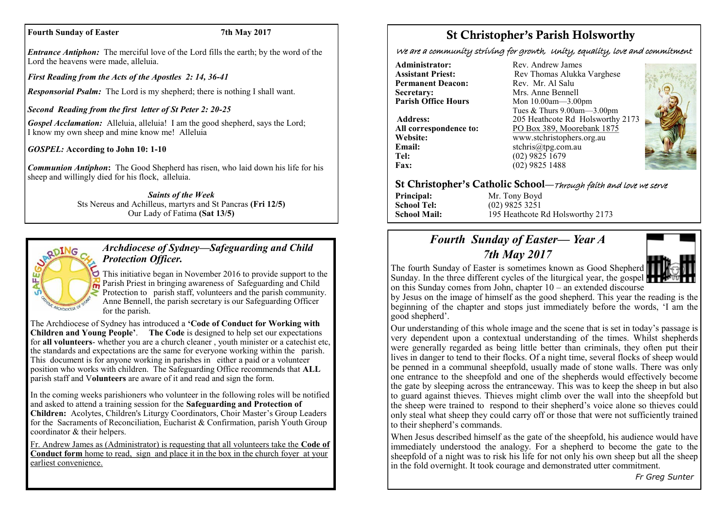**Fourth Sunday of Easter** **7th May 2017**

***Entrance Antiphon:*** The merciful love of the Lord fills the earth; by the word of the Lord the heavens were made, alleluia.

***First Reading from the Acts of the Apostles 2: 14, 36-41***

***Responsorial Psalm:*** The Lord is my shepherd; there is nothing I shall want.

***Second Reading from the first letter of St Peter 2: 20-25***

***Gospel Acclamation:*** Alleluia, alleluia! I am the good shepherd, says the Lord; I know my own sheep and mine know me! Alleluia

***GOSPEL:* According to John 10: 1-10**

***Communion Antiphon*:** The Good Shepherd has risen, who laid down his life for his sheep and willingly died for his flock, alleluia.

***Saints of the Week***
Sts Nereus and Achilleus, martyrs and St Pancras **(Fri 12/5)**
Our Lady of Fatima **(Sat 13/5)**

## *Archdiocese of Sydney—Safeguarding and Child Protection Officer.*

This initiative began in November 2016 to provide support to the Parish Priest in bringing awareness of Safeguarding and Child Protection to parish staff, volunteers and the parish community. Anne Bennell, the parish secretary is our Safeguarding Officer for the parish.

The Archdiocese of Sydney has introduced a **'Code of Conduct for Working with Children and Young People'**. **The Code** is designed to help set our expectations for **all volunteers**- whether you are a church cleaner , youth minister or a catechist etc, the standards and expectations are the same for everyone working within the parish. This document is for anyone working in parishes in either a paid or a volunteer position who works with children. The Safeguarding Office recommends that **ALL** parish staff and V**olunteers** are aware of it and read and sign the form.

In the coming weeks parishioners who volunteer in the following roles will be notified and asked to attend a training session for the **Safeguarding and Protection of Children:** Acolytes, Children's Liturgy Coordinators, Choir Master's Group Leaders for the Sacraments of Reconciliation, Eucharist & Confirmation, parish Youth Group coordinator & their helpers.

Fr. Andrew James as (Administrator) is requesting that all volunteers take the **Code of Conduct form** home to read, sign and place it in the box in the church foyer at your earliest convenience.

# St Christopher's Parish Holsworthy

*We are a community striving for growth, Unity, equality, love and commitment*

**Administrator:** Rev. Andrew James
**Assistant Priest:** Rev Thomas Alukka Varghese
**Permanent Deacon:** Rev. Mr. Al Salu
**Secretary:** Mrs. Anne Bennell
**Parish Office Hours** Mon 10.00am—3.00pm
Tues & Thurs 9.00am—3.00pm
**Address:** 205 Heathcote Rd Holsworthy 2173
**All correspondence to:** PO Box 389, Moorebank 1875
**Website:** www.stchristophers.org.au
**Email:** stchris@tpg.com.au
**Tel:** (02) 9825 1679
**Fax:** (02) 9825 1488

## St Christopher's Catholic School—*Through faith and love we serve*

**Principal:** Mr. Tony Boyd
**School Tel:** (02) 9825 3251
**School Mail:** 195 Heathcote Rd Holsworthy 2173

## *Fourth Sunday of Easter— Year A*
## *7th May 2017*

The fourth Sunday of Easter is sometimes known as Good Shepherd Sunday. In the three different cycles of the liturgical year, the gospel on this Sunday comes from John, chapter 10 – an extended discourse by Jesus on the image of himself as the good shepherd. This year the reading is the beginning of the chapter and stops just immediately before the words, 'I am the good shepherd'.

Our understanding of this whole image and the scene that is set in today's passage is very dependent upon a contextual understanding of the times. Whilst shepherds were generally regarded as being little better than criminals, they often put their lives in danger to tend to their flocks. Of a night time, several flocks of sheep would be penned in a communal sheepfold, usually made of stone walls. There was only one entrance to the sheepfold and one of the shepherds would effectively become the gate by sleeping across the entranceway. This was to keep the sheep in but also to guard against thieves. Thieves might climb over the wall into the sheepfold but the sheep were trained to respond to their shepherd's voice alone so thieves could only steal what sheep they could carry off or those that were not sufficiently trained to their shepherd's commands.

When Jesus described himself as the gate of the sheepfold, his audience would have immediately understood the analogy. For a shepherd to become the gate to the sheepfold of a night was to risk his life for not only his own sheep but all the sheep in the fold overnight. It took courage and demonstrated utter commitment.

*Fr Greg Sunter*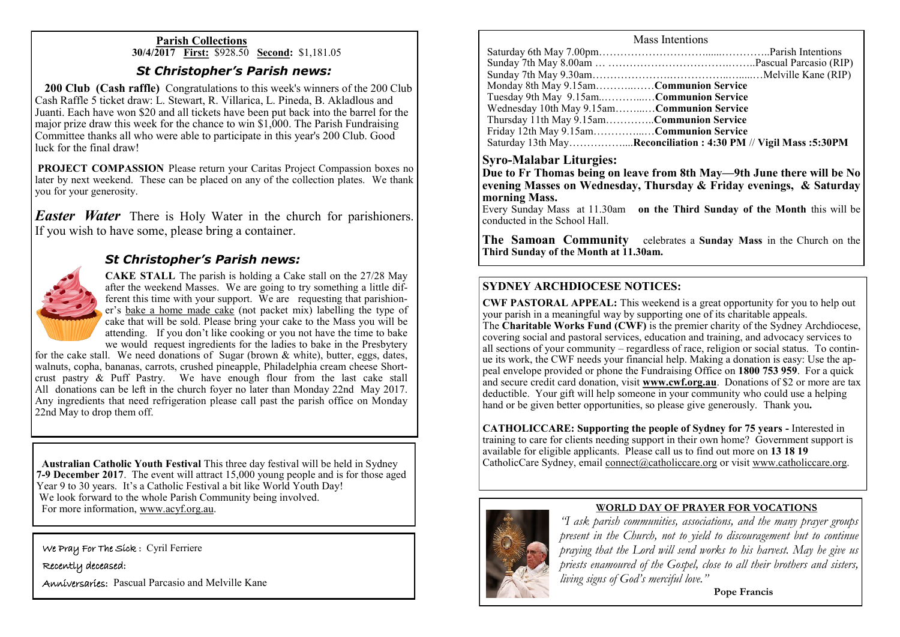**Parish Collections**
**30/4/2017 First:** $928.50 **Second:** $1,181.05

### *St Christopher's Parish news:*

**200 Club (Cash raffle)** Congratulations to this week's winners of the 200 Club Cash Raffle 5 ticket draw: L. Stewart, R. Villarica, L. Pineda, B. Akladlous and Juanti. Each have won $20 and all tickets have been put back into the barrel for the major prize draw this week for the chance to win $1,000. The Parish Fundraising Committee thanks all who were able to participate in this year's 200 Club. Good luck for the final draw!

**PROJECT COMPASSION** Please return your Caritas Project Compassion boxes no later by next weekend. These can be placed on any of the collection plates. We thank you for your generosity.

***Easter Water*** There is Holy Water in the church for parishioners. If you wish to have some, please bring a container.

### *St Christopher's Parish news:*

**CAKE STALL** The parish is holding a Cake stall on the 27/28 May after the weekend Masses. We are going to try something a little different this time with your support. We are requesting that parishioner's bake a home made cake (not packet mix) labelling the type of cake that will be sold. Please bring your cake to the Mass you will be attending. If you don't like cooking or you not have the time to bake we would request ingredients for the ladies to bake in the Presbytery for the cake stall. We need donations of Sugar (brown & white), butter, eggs, dates, walnuts, copha, bananas, carrots, crushed pineapple, Philadelphia cream cheese Shortcrust pastry & Puff Pastry. We have enough flour from the last cake stall All donations can be left in the church foyer no later than Monday 22nd May 2017. Any ingredients that need refrigeration please call past the parish office on Monday 22nd May to drop them off.

**Australian Catholic Youth Festival** This three day festival will be held in Sydney **7-9 December 2017**. The event will attract 15,000 young people and is for those aged Year 9 to 30 years. It's a Catholic Festival a bit like World Youth Day! We look forward to the whole Parish Community being involved. For more information, www.acyf.org.au.

We Pray For The Sick : Cyril Ferriere

Recently deceased:

Anniversaries: Pascual Parcasio and Melville Kane

## Mass Intentions

Saturday 6th May 7.00pm…………………………………..Parish Intentions
Sunday 7th May 8.00am … …………………………………..Pascual Parcasio (RIP)
Sunday 7th May 9.30am……………………………………Melville Kane (RIP)
Monday 8th May 9.15am……………**Communion Service**
Tuesday 9th May 9.15am……………**Communion Service**
Wednesday 10th May 9.15am…………**Communion Service**
Thursday 11th May 9.15am……………**Communion Service**
Friday 12th May 9.15am……………**Communion Service**
Saturday 13th May………………**Reconciliation : 4:30 PM // Vigil Mass :5:30PM**

**Syro-Malabar Liturgies:**

**Due to Fr Thomas being on leave from 8th May—9th June there will be No evening Masses on Wednesday, Thursday & Friday evenings, & Saturday morning Mass.**

Every Sunday Mass at 11.30am **on the Third Sunday of the Month** this will be conducted in the School Hall.

**The Samoan Community** celebrates a **Sunday Mass** in the Church on the **Third Sunday of the Month at 11.30am.**

## SYDNEY ARCHDIOCESE NOTICES:

**CWF PASTORAL APPEAL:** This weekend is a great opportunity for you to help out your parish in a meaningful way by supporting one of its charitable appeals. The **Charitable Works Fund (CWF)** is the premier charity of the Sydney Archdiocese, covering social and pastoral services, education and training, and advocacy services to all sections of your community – regardless of race, religion or social status. To continue its work, the CWF needs your financial help. Making a donation is easy: Use the appeal envelope provided or phone the Fundraising Office on **1800 753 959**. For a quick and secure credit card donation, visit **www.cwf.org.au**. Donations of $2 or more are tax deductible. Your gift will help someone in your community who could use a helping hand or be given better opportunities, so please give generously. Thank you**.**

**CATHOLICCARE: Supporting the people of Sydney for 75 years -** Interested in training to care for clients needing support in their own home? Government support is available for eligible applicants. Please call us to find out more on **13 18 19** CatholicCare Sydney, email connect@catholiccare.org or visit www.catholiccare.org.

## WORLD DAY OF PRAYER FOR VOCATIONS

*"I ask parish communities, associations, and the many prayer groups present in the Church, not to yield to discouragement but to continue praying that the Lord will send works to his harvest. May he give us priests enamoured of the Gospel, close to all their brothers and sisters, living signs of God's merciful love."*

**Pope Francis**